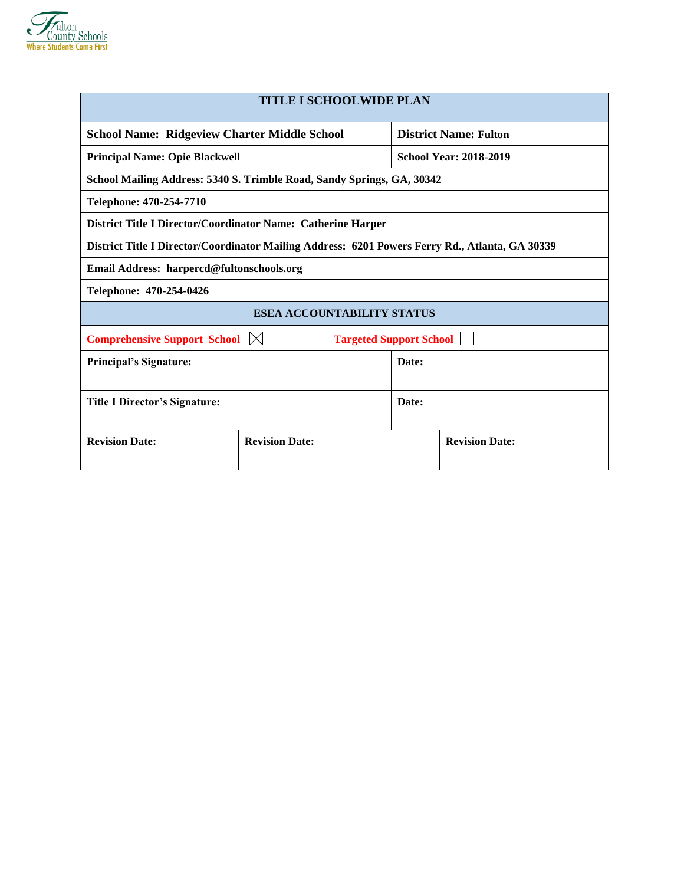| TITLE I SCHOOLWIDE PLAN | |
|---|---|
| **School Name: Ridgeview Charter Middle School** | **District Name: Fulton** |
| **Principal Name: Opie Blackwell** | **School Year: 2018-2019** |
| **School Mailing Address: 5340 S. Trimble Road, Sandy Springs, GA, 30342** | |
| **Telephone: 470-254-7710** | |
| **District Title I Director/Coordinator Name: Catherine Harper** | |
| **District Title I Director/Coordinator Mailing Address: 6201 Powers Ferry Rd., Atlanta, GA 30339** | |
| **Email Address: harpercd@fultonschools.org** | |
| **Telephone: 470-254-0426** | |
| **ESEA ACCOUNTABILITY STATUS** | |
| Comprehensive Support School ☒ | Targeted Support School ☐ |
| **Principal's Signature:** | **Date:** |
| **Title I Director's Signature:** | **Date:** |

| **Revision Date:** | **Revision Date:** | **Revision Date:** |
|---|---|---|
| | | |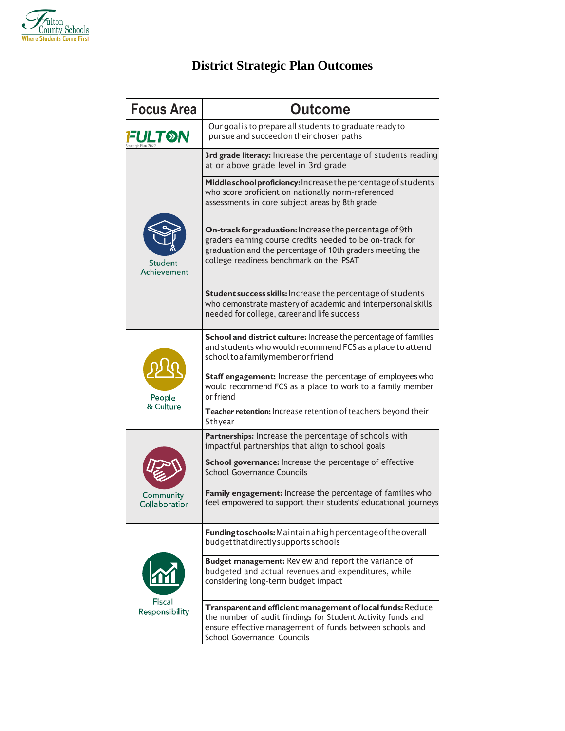# District Strategic Plan Outcomes

| Focus Area | Outcome |
|---|---|
| FULTON Strategic Plan 2022 | Our goal is to prepare all students to graduate ready to pursue and succeed on their chosen paths |
| Student Achievement | **3rd grade literacy:** Increase the percentage of students reading at or above grade level in 3rd grade |
| | **Middle school proficiency:** Increase the percentage of students who score proficient on nationally norm-referenced assessments in core subject areas by 8th grade |
| | **On-track for graduation:** Increase the percentage of 9th graders earning course credits needed to be on-track for graduation and the percentage of 10th graders meeting the college readiness benchmark on the PSAT |
| | **Student success skills:** Increase the percentage of students who demonstrate mastery of academic and interpersonal skills needed for college, career and life success |
| People & Culture | **School and district culture:** Increase the percentage of families and students who would recommend FCS as a place to attend school to a family member or friend |
| | **Staff engagement:** Increase the percentage of employees who would recommend FCS as a place to work to a family member or friend |
| | **Teacher retention:** Increase retention of teachers beyond their 5th year |
| Community Collaboration | **Partnerships:** Increase the percentage of schools with impactful partnerships that align to school goals |
| | **School governance:** Increase the percentage of effective School Governance Councils |
| | **Family engagement:** Increase the percentage of families who feel empowered to support their students' educational journeys |
| Fiscal Responsibility | **Funding to schools:** Maintain a high percentage of the overall budget that directly supports schools |
| | **Budget management:** Review and report the variance of budgeted and actual revenues and expenditures, while considering long-term budget impact |
| | **Transparent and efficient management of local funds:** Reduce the number of audit findings for Student Activity funds and ensure effective management of funds between schools and School Governance Councils |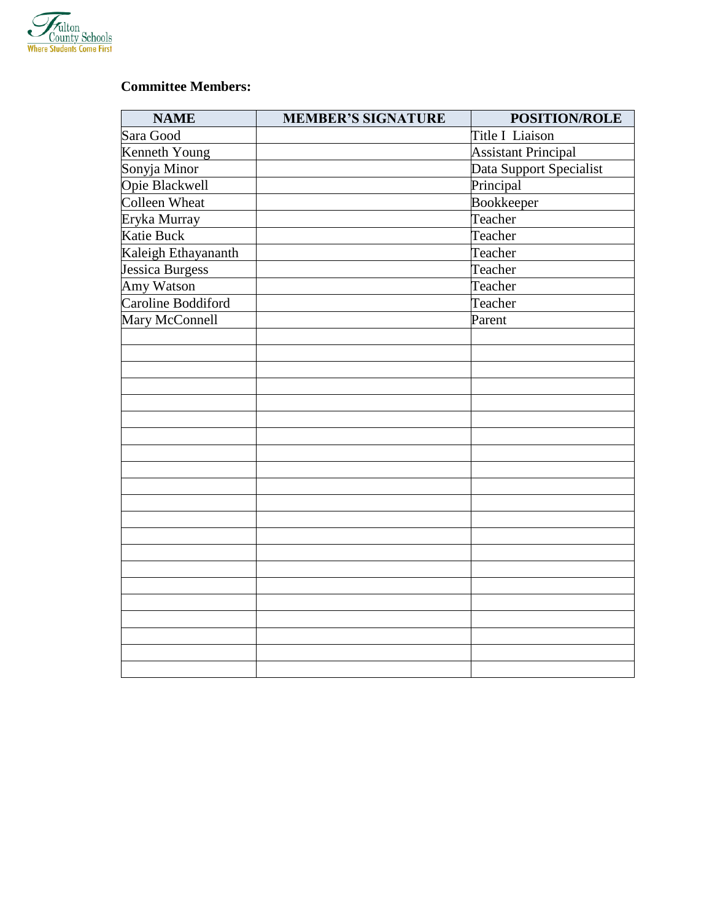**Committee Members:**

| NAME | MEMBER'S SIGNATURE | POSITION/ROLE |
|---|---|---|
| Sara Good | | Title I Liaison |
| Kenneth Young | | Assistant Principal |
| Sonyja Minor | | Data Support Specialist |
| Opie Blackwell | | Principal |
| Colleen Wheat | | Bookkeeper |
| Eryka Murray | | Teacher |
| Katie Buck | | Teacher |
| Kaleigh Ethayananth | | Teacher |
| Jessica Burgess | | Teacher |
| Amy Watson | | Teacher |
| Caroline Boddiford | | Teacher |
| Mary McConnell | | Parent |
| | | |
| | | |
| | | |
| | | |
| | | |
| | | |
| | | |
| | | |
| | | |
| | | |
| | | |
| | | |
| | | |
| | | |
| | | |
| | | |
| | | |
| | | |
| | | |
| | | |
| | | |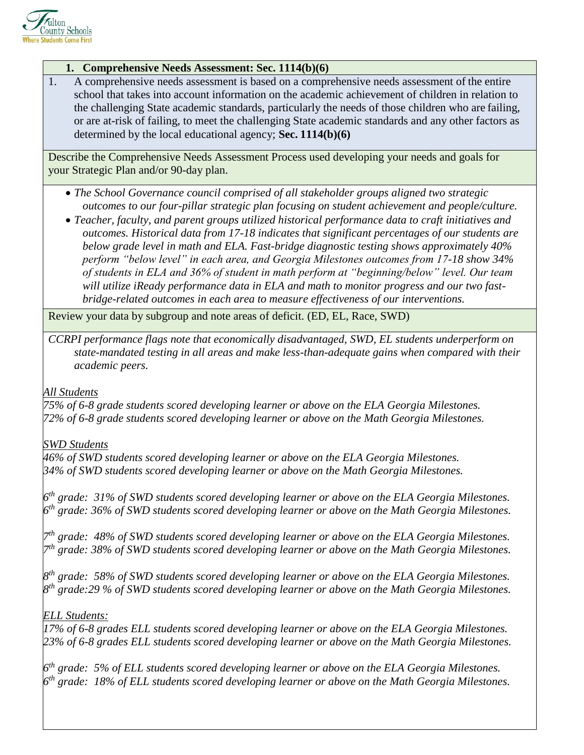## 1. Comprehensive Needs Assessment: Sec. 1114(b)(6)

1. A comprehensive needs assessment is based on a comprehensive needs assessment of the entire school that takes into account information on the academic achievement of children in relation to the challenging State academic standards, particularly the needs of those children who are failing, or are at-risk of failing, to meet the challenging State academic standards and any other factors as determined by the local educational agency; **Sec. 1114(b)(6)**

Describe the Comprehensive Needs Assessment Process used developing your needs and goals for your Strategic Plan and/or 90-day plan.

- *The School Governance council comprised of all stakeholder groups aligned two strategic outcomes to our four-pillar strategic plan focusing on student achievement and people/culture.*
- *Teacher, faculty, and parent groups utilized historical performance data to craft initiatives and outcomes. Historical data from 17-18 indicates that significant percentages of our students are below grade level in math and ELA. Fast-bridge diagnostic testing shows approximately 40% perform "below level" in each area, and Georgia Milestones outcomes from 17-18 show 34% of students in ELA and 36% of student in math perform at "beginning/below" level. Our team will utilize iReady performance data in ELA and math to monitor progress and our two fast-bridge-related outcomes in each area to measure effectiveness of our interventions.*

Review your data by subgroup and note areas of deficit. (ED, EL, Race, SWD)

*CCRPI performance flags note that economically disadvantaged, SWD, EL students underperform on state-mandated testing in all areas and make less-than-adequate gains when compared with their academic peers.*

*<u>All Students</u>*
*75% of 6-8 grade students scored developing learner or above on the ELA Georgia Milestones.*
*72% of 6-8 grade students scored developing learner or above on the Math Georgia Milestones.*

*<u>SWD Students</u>*
*46% of SWD students scored developing learner or above on the ELA Georgia Milestones.*
*34% of SWD students scored developing learner or above on the Math Georgia Milestones.*

*6th grade: 31% of SWD students scored developing learner or above on the ELA Georgia Milestones.*
*6th grade: 36% of SWD students scored developing learner or above on the Math Georgia Milestones.*

*7th grade: 48% of SWD students scored developing learner or above on the ELA Georgia Milestones.*
*7th grade: 38% of SWD students scored developing learner or above on the Math Georgia Milestones.*

*8th grade: 58% of SWD students scored developing learner or above on the ELA Georgia Milestones.*
*8th grade:29 % of SWD students scored developing learner or above on the Math Georgia Milestones.*

*<u>ELL Students:</u>*
*17% of 6-8 grades ELL students scored developing learner or above on the ELA Georgia Milestones.*
*23% of 6-8 grades ELL students scored developing learner or above on the Math Georgia Milestones.*

*6th grade: 5% of ELL students scored developing learner or above on the ELA Georgia Milestones.*
*6th grade: 18% of ELL students scored developing learner or above on the Math Georgia Milestones.*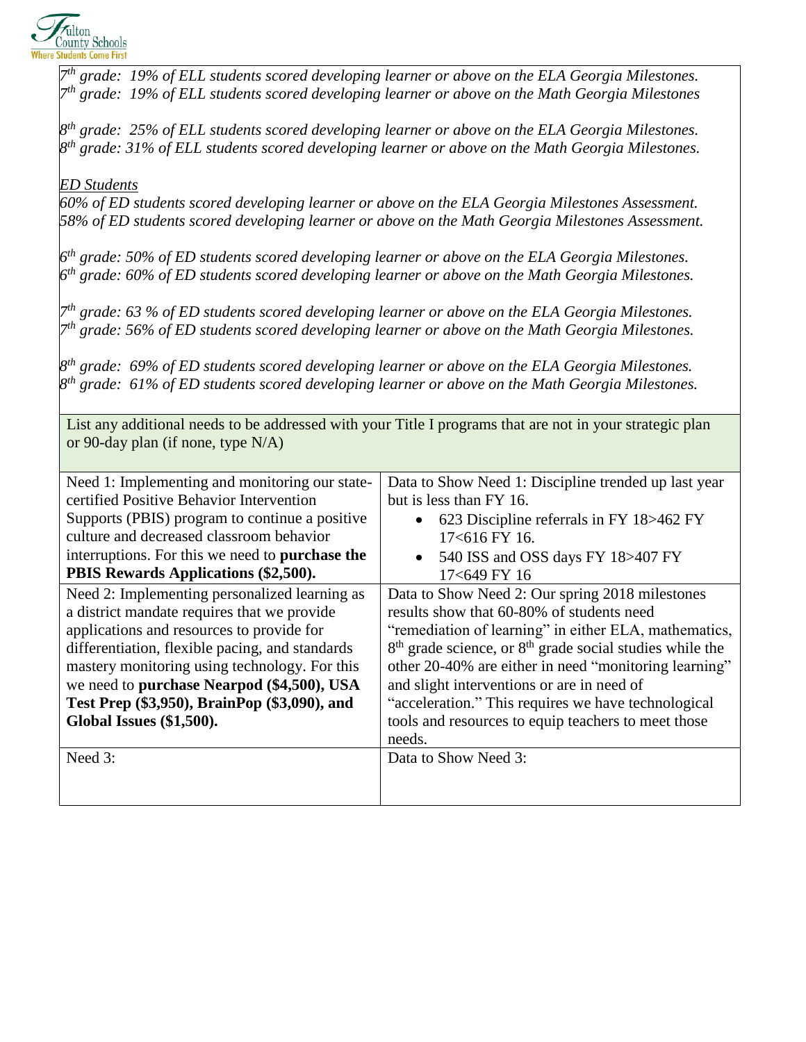*7th grade: 19% of ELL students scored developing learner or above on the ELA Georgia Milestones.*
*7th grade: 19% of ELL students scored developing learner or above on the Math Georgia Milestones*

*8th grade: 25% of ELL students scored developing learner or above on the ELA Georgia Milestones.*
*8th grade: 31% of ELL students scored developing learner or above on the Math Georgia Milestones.*

*ED Students*
*60% of ED students scored developing learner or above on the ELA Georgia Milestones Assessment.*
*58% of ED students scored developing learner or above on the Math Georgia Milestones Assessment.*

*6th grade: 50% of ED students scored developing learner or above on the ELA Georgia Milestones.*
*6th grade: 60% of ED students scored developing learner or above on the Math Georgia Milestones.*

*7th grade: 63 % of ED students scored developing learner or above on the ELA Georgia Milestones.*
*7th grade: 56% of ED students scored developing learner or above on the Math Georgia Milestones.*

*8th grade: 69% of ED students scored developing learner or above on the ELA Georgia Milestones.*
*8th grade: 61% of ED students scored developing learner or above on the Math Georgia Milestones.*

List any additional needs to be addressed with your Title I programs that are not in your strategic plan or 90-day plan (if none, type N/A)

| Need | Data to Show Need |
|---|---|
| Need 1: Implementing and monitoring our state-certified Positive Behavior Intervention Supports (PBIS) program to continue a positive culture and decreased classroom behavior interruptions. For this we need to **purchase the PBIS Rewards Applications ($2,500).** | Data to Show Need 1: Discipline trended up last year but is less than FY 16.<br>• 623 Discipline referrals in FY 18>462 FY 17<616 FY 16.<br>• 540 ISS and OSS days FY 18>407 FY 17<649 FY 16 |
| Need 2: Implementing personalized learning as a district mandate requires that we provide applications and resources to provide for differentiation, flexible pacing, and standards mastery monitoring using technology. For this we need to **purchase Nearpod ($4,500), USA Test Prep ($3,950), BrainPop ($3,090), and Global Issues ($1,500).** | Data to Show Need 2: Our spring 2018 milestones results show that 60-80% of students need “remediation of learning” in either ELA, mathematics, 8th grade science, or 8th grade social studies while the other 20-40% are either in need “monitoring learning” and slight interventions or are in need of “acceleration.” This requires we have technological tools and resources to equip teachers to meet those needs. |
| Need 3: | Data to Show Need 3: |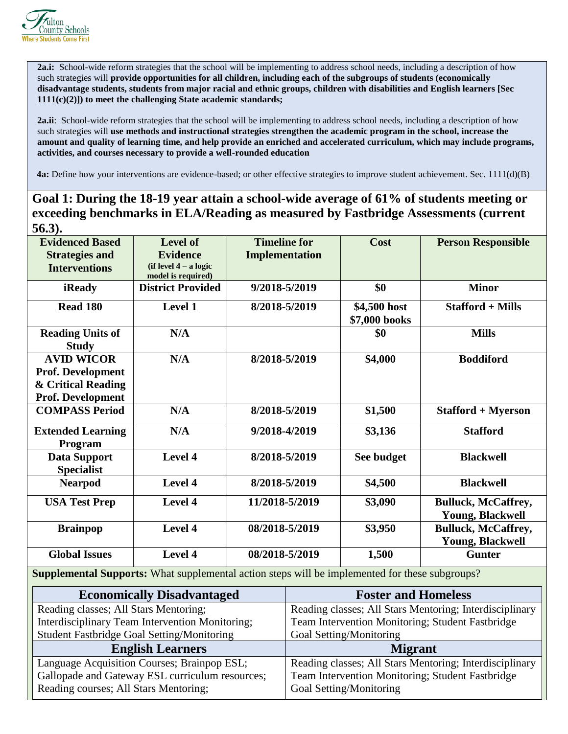**2a.i:** School-wide reform strategies that the school will be implementing to address school needs, including a description of how such strategies will **provide opportunities for all children, including each of the subgroups of students (economically disadvantage students, students from major racial and ethnic groups, children with disabilities and English learners [Sec 1111(c)(2)]) to meet the challenging State academic standards;**

**2a.ii**: School-wide reform strategies that the school will be implementing to address school needs, including a description of how such strategies will **use methods and instructional strategies strengthen the academic program in the school, increase the amount and quality of learning time, and help provide an enriched and accelerated curriculum, which may include programs, activities, and courses necessary to provide a well-rounded education**

**4a:** Define how your interventions are evidence-based; or other effective strategies to improve student achievement. Sec. 1111(d)(B)

## Goal 1: During the 18-19 year attain a school-wide average of 61% of students meeting or exceeding benchmarks in ELA/Reading as measured by Fastbridge Assessments (current 56.3).

| Evidenced Based Strategies and Interventions | Level of Evidence (if level 4 – a logic model is required) | Timeline for Implementation | Cost | Person Responsible |
|---|---|---|---|---|
| **iReady** | **District Provided** | **9/2018-5/2019** | **$0** | **Minor** |
| **Read 180** | **Level 1** | **8/2018-5/2019** | **$4,500 host $7,000 books** | **Stafford + Mills** |
| **Reading Units of Study** | **N/A** | | **$0** | **Mills** |
| **AVID WICOR Prof. Development & Critical Reading Prof. Development** | **N/A** | **8/2018-5/2019** | **$4,000** | **Boddiford** |
| **COMPASS Period** | **N/A** | **8/2018-5/2019** | **$1,500** | **Stafford + Myerson** |
| **Extended Learning Program** | **N/A** | **9/2018-4/2019** | **$3,136** | **Stafford** |
| **Data Support Specialist** | **Level 4** | **8/2018-5/2019** | **See budget** | **Blackwell** |
| **Nearpod** | **Level 4** | **8/2018-5/2019** | **$4,500** | **Blackwell** |
| **USA Test Prep** | **Level 4** | **11/2018-5/2019** | **$3,090** | **Bulluck, McCaffrey, Young, Blackwell** |
| **Brainpop** | **Level 4** | **08/2018-5/2019** | **$3,950** | **Bulluck, McCaffrey, Young, Blackwell** |
| **Global Issues** | **Level 4** | **08/2018-5/2019** | **1,500** | **Gunter** |

**Supplemental Supports:** What supplemental action steps will be implemented for these subgroups?

| Economically Disadvantaged | Foster and Homeless |
|---|---|
| Reading classes; All Stars Mentoring; Interdisciplinary Team Intervention Monitoring; Student Fastbridge Goal Setting/Monitoring | Reading classes; All Stars Mentoring; Interdisciplinary Team Intervention Monitoring; Student Fastbridge Goal Setting/Monitoring |
| **English Learners** | **Migrant** |
| Language Acquisition Courses; Brainpop ESL; Gallopade and Gateway ESL curriculum resources; Reading courses; All Stars Mentoring; | Reading classes; All Stars Mentoring; Interdisciplinary Team Intervention Monitoring; Student Fastbridge Goal Setting/Monitoring |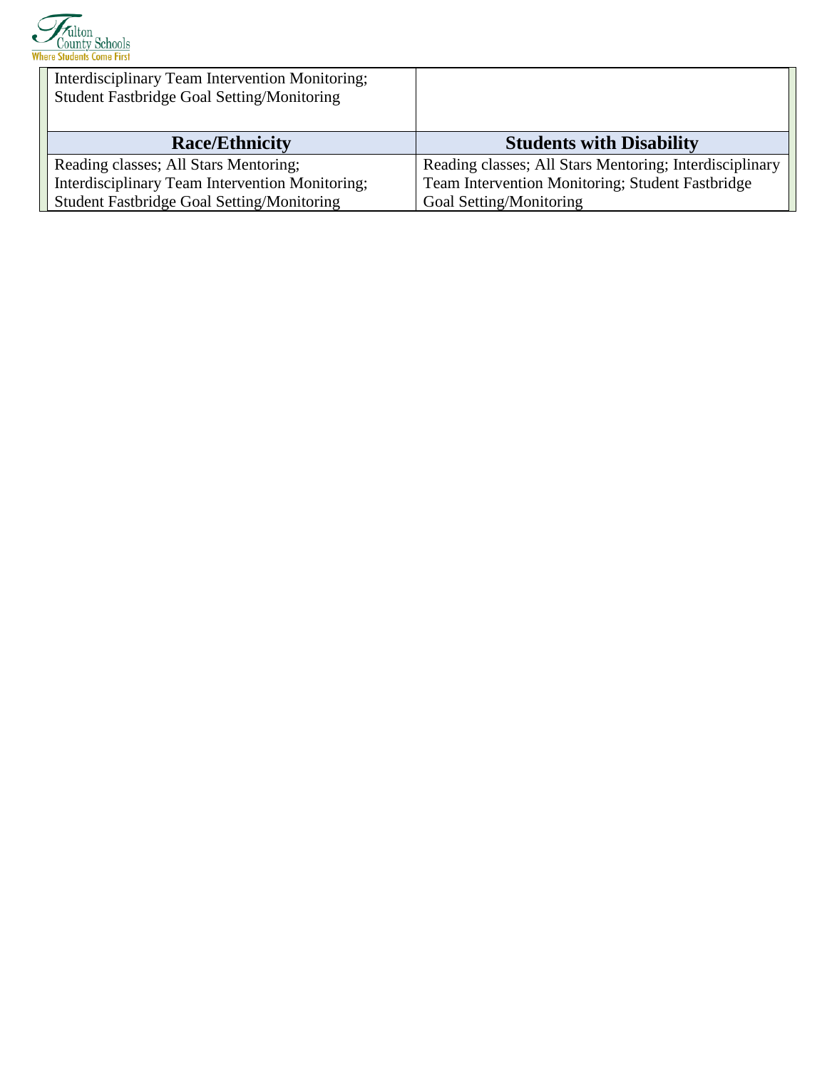| | |
|---|---|
| Interdisciplinary Team Intervention Monitoring; Student Fastbridge Goal Setting/Monitoring | |
| **Race/Ethnicity** | **Students with Disability** |
| Reading classes; All Stars Mentoring; Interdisciplinary Team Intervention Monitoring; Student Fastbridge Goal Setting/Monitoring | Reading classes; All Stars Mentoring; Interdisciplinary Team Intervention Monitoring; Student Fastbridge Goal Setting/Monitoring |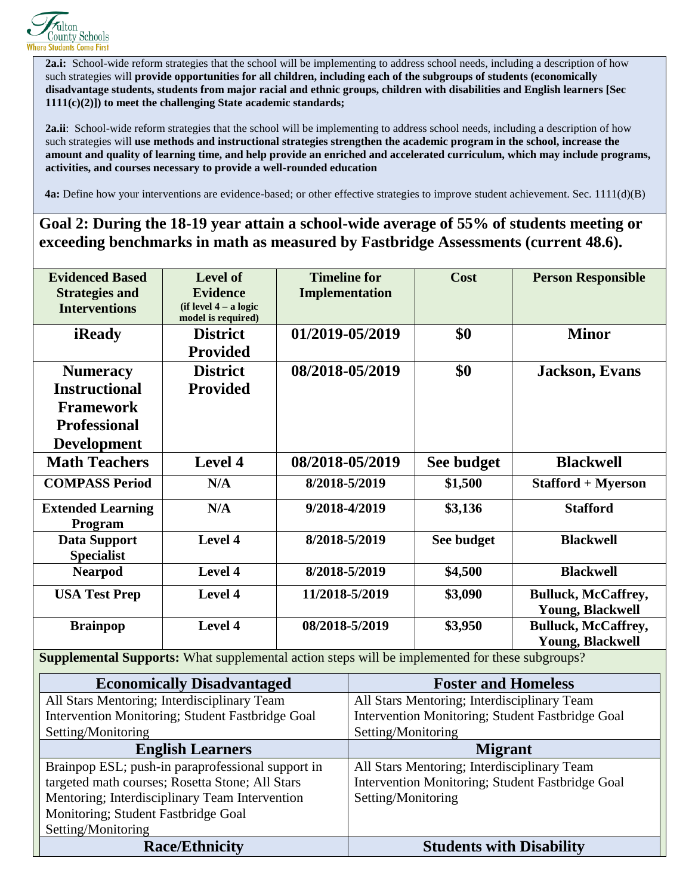**2a.i:** School-wide reform strategies that the school will be implementing to address school needs, including a description of how such strategies will **provide opportunities for all children, including each of the subgroups of students (economically disadvantage students, students from major racial and ethnic groups, children with disabilities and English learners [Sec 1111(c)(2)]) to meet the challenging State academic standards;**

**2a.ii**: School-wide reform strategies that the school will be implementing to address school needs, including a description of how such strategies will **use methods and instructional strategies strengthen the academic program in the school, increase the amount and quality of learning time, and help provide an enriched and accelerated curriculum, which may include programs, activities, and courses necessary to provide a well-rounded education**

**4a:** Define how your interventions are evidence-based; or other effective strategies to improve student achievement. Sec. 1111(d)(B)

## Goal 2: During the 18-19 year attain a school-wide average of 55% of students meeting or exceeding benchmarks in math as measured by Fastbridge Assessments (current 48.6).

| Evidenced Based Strategies and Interventions | Level of Evidence (if level 4 – a logic model is required) | Timeline for Implementation | Cost | Person Responsible |
|---|---|---|---|---|
| **iReady** | **District Provided** | **01/2019-05/2019** | **$0** | **Minor** |
| **Numeracy Instructional Framework Professional Development** | **District Provided** | **08/2018-05/2019** | **$0** | **Jackson, Evans** |
| **Math Teachers** | **Level 4** | **08/2018-05/2019** | **See budget** | **Blackwell** |
| **COMPASS Period** | **N/A** | **8/2018-5/2019** | **$1,500** | **Stafford + Myerson** |
| **Extended Learning Program** | **N/A** | **9/2018-4/2019** | **$3,136** | **Stafford** |
| **Data Support Specialist** | **Level 4** | **8/2018-5/2019** | **See budget** | **Blackwell** |
| **Nearpod** | **Level 4** | **8/2018-5/2019** | **$4,500** | **Blackwell** |
| **USA Test Prep** | **Level 4** | **11/2018-5/2019** | **$3,090** | **Bulluck, McCaffrey, Young, Blackwell** |
| **Brainpop** | **Level 4** | **08/2018-5/2019** | **$3,950** | **Bulluck, McCaffrey, Young, Blackwell** |

**Supplemental Supports:** What supplemental action steps will be implemented for these subgroups?

| Economically Disadvantaged | Foster and Homeless |
|---|---|
| All Stars Mentoring; Interdisciplinary Team Intervention Monitoring; Student Fastbridge Goal Setting/Monitoring | All Stars Mentoring; Interdisciplinary Team Intervention Monitoring; Student Fastbridge Goal Setting/Monitoring |
| **English Learners** | **Migrant** |
| Brainpop ESL; push-in paraprofessional support in targeted math courses; Rosetta Stone; All Stars Mentoring; Interdisciplinary Team Intervention Monitoring; Student Fastbridge Goal Setting/Monitoring | All Stars Mentoring; Interdisciplinary Team Intervention Monitoring; Student Fastbridge Goal Setting/Monitoring |
| **Race/Ethnicity** | **Students with Disability** |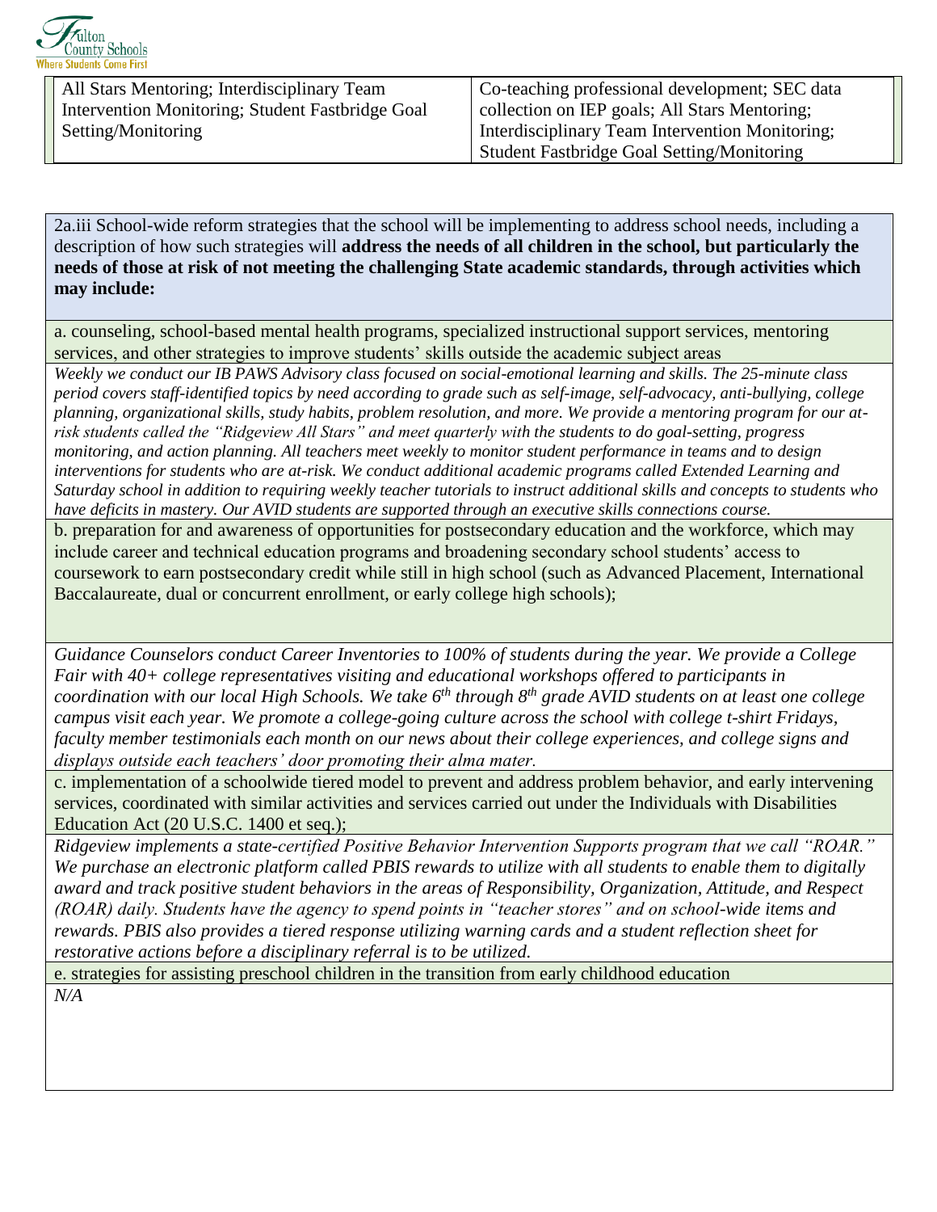| All Stars Mentoring; Interdisciplinary Team Intervention Monitoring; Student Fastbridge Goal Setting/Monitoring | Co-teaching professional development; SEC data collection on IEP goals; All Stars Mentoring; Interdisciplinary Team Intervention Monitoring; Student Fastbridge Goal Setting/Monitoring |
|---|---|

2a.iii School-wide reform strategies that the school will be implementing to address school needs, including a description of how such strategies will **address the needs of all children in the school, but particularly the needs of those at risk of not meeting the challenging State academic standards, through activities which may include:**

a. counseling, school-based mental health programs, specialized instructional support services, mentoring services, and other strategies to improve students' skills outside the academic subject areas

*Weekly we conduct our IB PAWS Advisory class focused on social-emotional learning and skills. The 25-minute class period covers staff-identified topics by need according to grade such as self-image, self-advocacy, anti-bullying, college planning, organizational skills, study habits, problem resolution, and more. We provide a mentoring program for our at-risk students called the "Ridgeview All Stars" and meet quarterly with the students to do goal-setting, progress monitoring, and action planning. All teachers meet weekly to monitor student performance in teams and to design interventions for students who are at-risk. We conduct additional academic programs called Extended Learning and Saturday school in addition to requiring weekly teacher tutorials to instruct additional skills and concepts to students who have deficits in mastery. Our AVID students are supported through an executive skills connections course.*

b. preparation for and awareness of opportunities for postsecondary education and the workforce, which may include career and technical education programs and broadening secondary school students' access to coursework to earn postsecondary credit while still in high school (such as Advanced Placement, International Baccalaureate, dual or concurrent enrollment, or early college high schools);

*Guidance Counselors conduct Career Inventories to 100% of students during the year. We provide a College Fair with 40+ college representatives visiting and educational workshops offered to participants in coordination with our local High Schools. We take 6th through 8th grade AVID students on at least one college campus visit each year. We promote a college-going culture across the school with college t-shirt Fridays, faculty member testimonials each month on our news about their college experiences, and college signs and displays outside each teachers' door promoting their alma mater.*

c. implementation of a schoolwide tiered model to prevent and address problem behavior, and early intervening services, coordinated with similar activities and services carried out under the Individuals with Disabilities Education Act (20 U.S.C. 1400 et seq.);

*Ridgeview implements a state-certified Positive Behavior Intervention Supports program that we call "ROAR." We purchase an electronic platform called PBIS rewards to utilize with all students to enable them to digitally award and track positive student behaviors in the areas of Responsibility, Organization, Attitude, and Respect (ROAR) daily. Students have the agency to spend points in "teacher stores" and on school-wide items and rewards. PBIS also provides a tiered response utilizing warning cards and a student reflection sheet for restorative actions before a disciplinary referral is to be utilized.*

e. strategies for assisting preschool children in the transition from early childhood education

*N/A*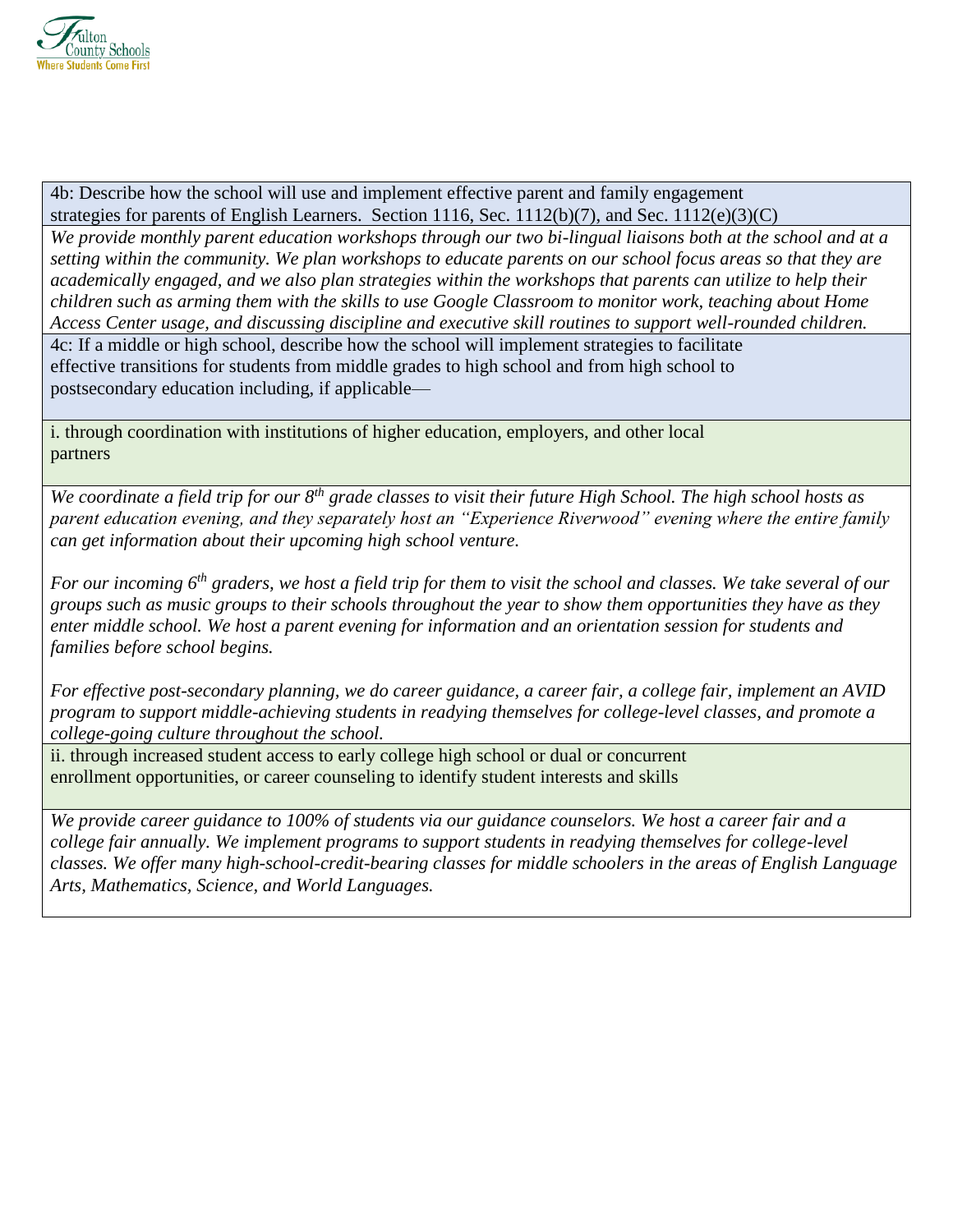4b: Describe how the school will use and implement effective parent and family engagement strategies for parents of English Learners. Section 1116, Sec. 1112(b)(7), and Sec. 1112(e)(3)(C)

*We provide monthly parent education workshops through our two bi-lingual liaisons both at the school and at a setting within the community. We plan workshops to educate parents on our school focus areas so that they are academically engaged, and we also plan strategies within the workshops that parents can utilize to help their children such as arming them with the skills to use Google Classroom to monitor work, teaching about Home Access Center usage, and discussing discipline and executive skill routines to support well-rounded children.*

4c: If a middle or high school, describe how the school will implement strategies to facilitate effective transitions for students from middle grades to high school and from high school to postsecondary education including, if applicable—

i. through coordination with institutions of higher education, employers, and other local partners

*We coordinate a field trip for our 8th grade classes to visit their future High School. The high school hosts as parent education evening, and they separately host an "Experience Riverwood" evening where the entire family can get information about their upcoming high school venture.*

*For our incoming 6th graders, we host a field trip for them to visit the school and classes. We take several of our groups such as music groups to their schools throughout the year to show them opportunities they have as they enter middle school. We host a parent evening for information and an orientation session for students and families before school begins.*

*For effective post-secondary planning, we do career guidance, a career fair, a college fair, implement an AVID program to support middle-achieving students in readying themselves for college-level classes, and promote a college-going culture throughout the school.*

ii. through increased student access to early college high school or dual or concurrent enrollment opportunities, or career counseling to identify student interests and skills

*We provide career guidance to 100% of students via our guidance counselors. We host a career fair and a college fair annually. We implement programs to support students in readying themselves for college-level classes. We offer many high-school-credit-bearing classes for middle schoolers in the areas of English Language Arts, Mathematics, Science, and World Languages.*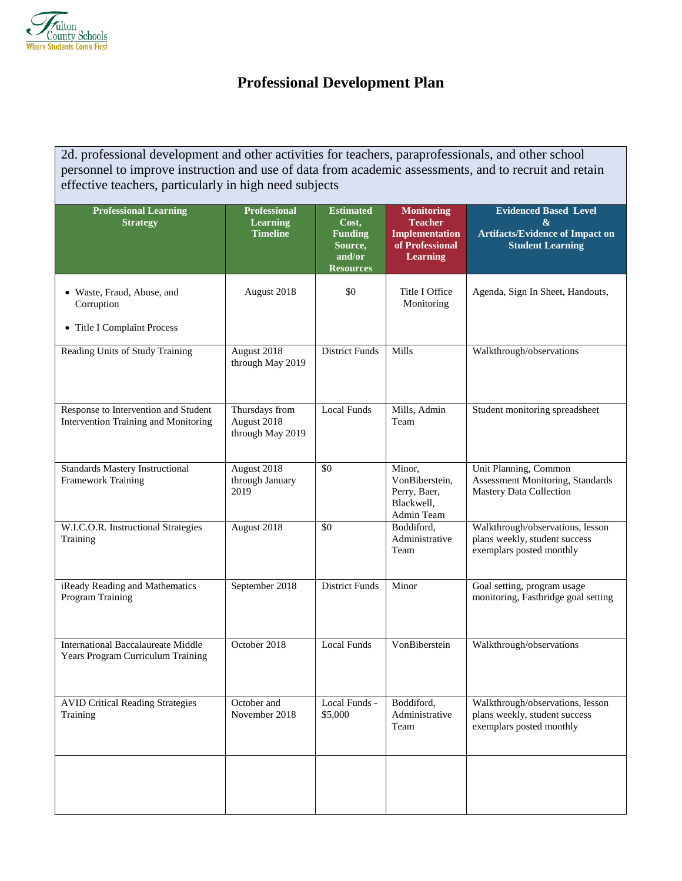Fulton County Schools
Where Students Come First

# Professional Development Plan

| 2d. professional development and other activities for teachers, paraprofessionals, and other school personnel to improve instruction and use of data from academic assessments, and to recruit and retain effective teachers, particularly in high need subjects | | | | |
|---|---|---|---|---|
| **Professional Learning Strategy** | **Professional Learning Timeline** | **Estimated Cost, Funding Source, and/or Resources** | **Monitoring Teacher Implementation of Professional Learning** | **Evidenced Based Level & Artifacts/Evidence of Impact on Student Learning** |
| • Waste, Fraud, Abuse, and Corruption<br>• Title I Complaint Process | August 2018 | $0 | Title I Office Monitoring | Agenda, Sign In Sheet, Handouts, |
| Reading Units of Study Training | August 2018 through May 2019 | District Funds | Mills | Walkthrough/observations |
| Response to Intervention and Student Intervention Training and Monitoring | Thursdays from August 2018 through May 2019 | Local Funds | Mills, Admin Team | Student monitoring spreadsheet |
| Standards Mastery Instructional Framework Training | August 2018 through January 2019 | $0 | Minor, VonBiberstein, Perry, Baer, Blackwell, Admin Team | Unit Planning, Common Assessment Monitoring, Standards Mastery Data Collection |
| W.I.C.O.R. Instructional Strategies Training | August 2018 | $0 | Boddiford, Administrative Team | Walkthrough/observations, lesson plans weekly, student success exemplars posted monthly |
| iReady Reading and Mathematics Program Training | September 2018 | District Funds | Minor | Goal setting, program usage monitoring, Fastbridge goal setting |
| International Baccalaureate Middle Years Program Curriculum Training | October 2018 | Local Funds | VonBiberstein | Walkthrough/observations |
| AVID Critical Reading Strategies Training | October and November 2018 | Local Funds - $5,000 | Boddiford, Administrative Team | Walkthrough/observations, lesson plans weekly, student success exemplars posted monthly |
| | | | | |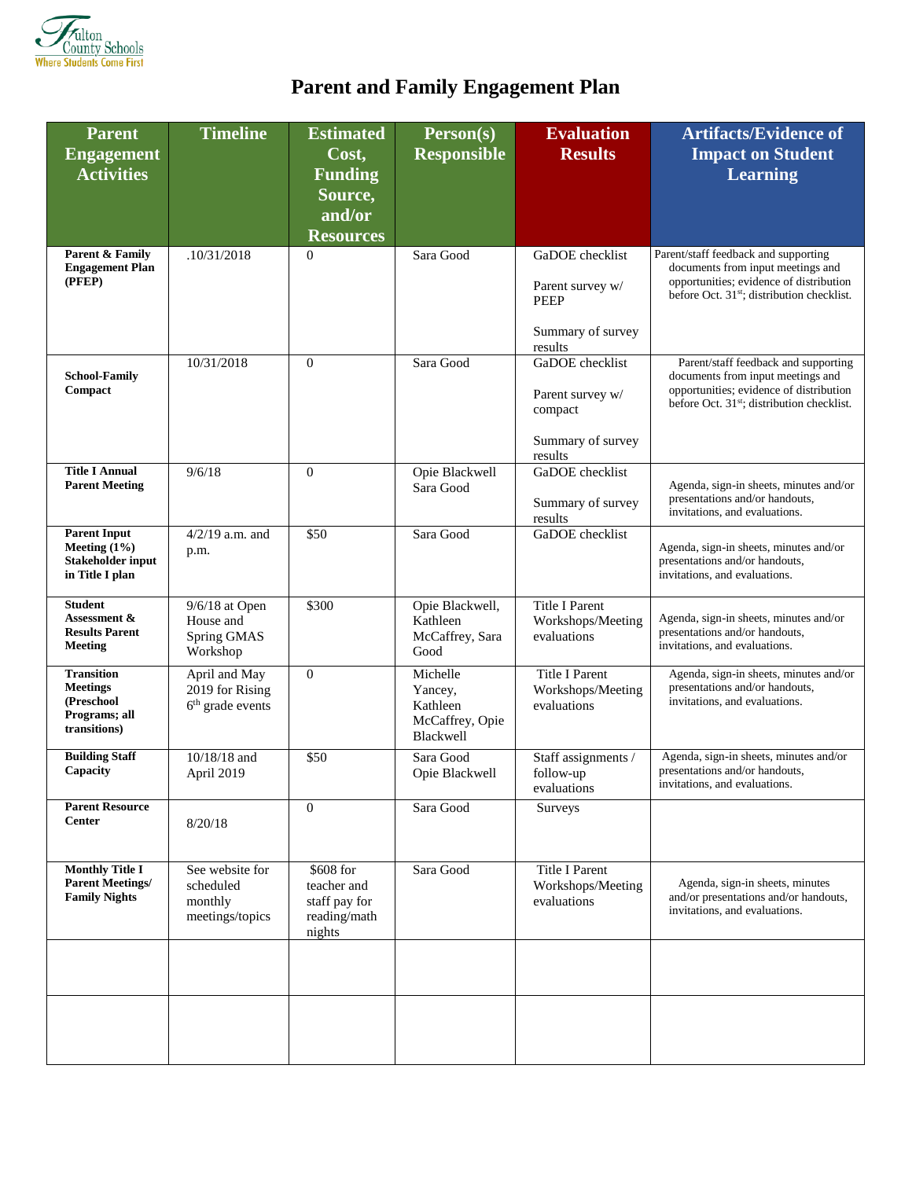Fulton County Schools
Where Students Come First

# Parent and Family Engagement Plan

| Parent Engagement Activities | Timeline | Estimated Cost, Funding Source, and/or Resources | Person(s) Responsible | Evaluation Results | Artifacts/Evidence of Impact on Student Learning |
|---|---|---|---|---|---|
| **Parent & Family Engagement Plan (PFEP)** | .10/31/2018 | 0 | Sara Good | GaDOE checklist<br><br>Parent survey w/ PEEP<br><br>Summary of survey results | Parent/staff feedback and supporting documents from input meetings and opportunities; evidence of distribution before Oct. 31st; distribution checklist. |
| **School-Family Compact** | 10/31/2018 | 0 | Sara Good | GaDOE checklist<br><br>Parent survey w/ compact<br><br>Summary of survey results | Parent/staff feedback and supporting documents from input meetings and opportunities; evidence of distribution before Oct. 31st; distribution checklist. |
| **Title I Annual Parent Meeting** | 9/6/18 | 0 | Opie Blackwell Sara Good | GaDOE checklist<br><br>Summary of survey results | Agenda, sign-in sheets, minutes and/or presentations and/or handouts, invitations, and evaluations. |
| **Parent Input Meeting (1%) Stakeholder input in Title I plan** | 4/2/19 a.m. and p.m. | $50 | Sara Good | GaDOE checklist | Agenda, sign-in sheets, minutes and/or presentations and/or handouts, invitations, and evaluations. |
| **Student Assessment & Results Parent Meeting** | 9/6/18 at Open House and Spring GMAS Workshop | $300 | Opie Blackwell, Kathleen McCaffrey, Sara Good | Title I Parent Workshops/Meeting evaluations | Agenda, sign-in sheets, minutes and/or presentations and/or handouts, invitations, and evaluations. |
| **Transition Meetings (Preschool Programs; all transitions)** | April and May 2019 for Rising 6th grade events | 0 | Michelle Yancey, Kathleen McCaffrey, Opie Blackwell | Title I Parent Workshops/Meeting evaluations | Agenda, sign-in sheets, minutes and/or presentations and/or handouts, invitations, and evaluations. |
| **Building Staff Capacity** | 10/18/18 and April 2019 | $50 | Sara Good Opie Blackwell | Staff assignments / follow-up evaluations | Agenda, sign-in sheets, minutes and/or presentations and/or handouts, invitations, and evaluations. |
| **Parent Resource Center** | 8/20/18 | 0 | Sara Good | Surveys | |
| **Monthly Title I Parent Meetings/ Family Nights** | See website for scheduled monthly meetings/topics | $608 for teacher and staff pay for reading/math nights | Sara Good | Title I Parent Workshops/Meeting evaluations | Agenda, sign-in sheets, minutes and/or presentations and/or handouts, invitations, and evaluations. |
| | | | | | |
| | | | | | |